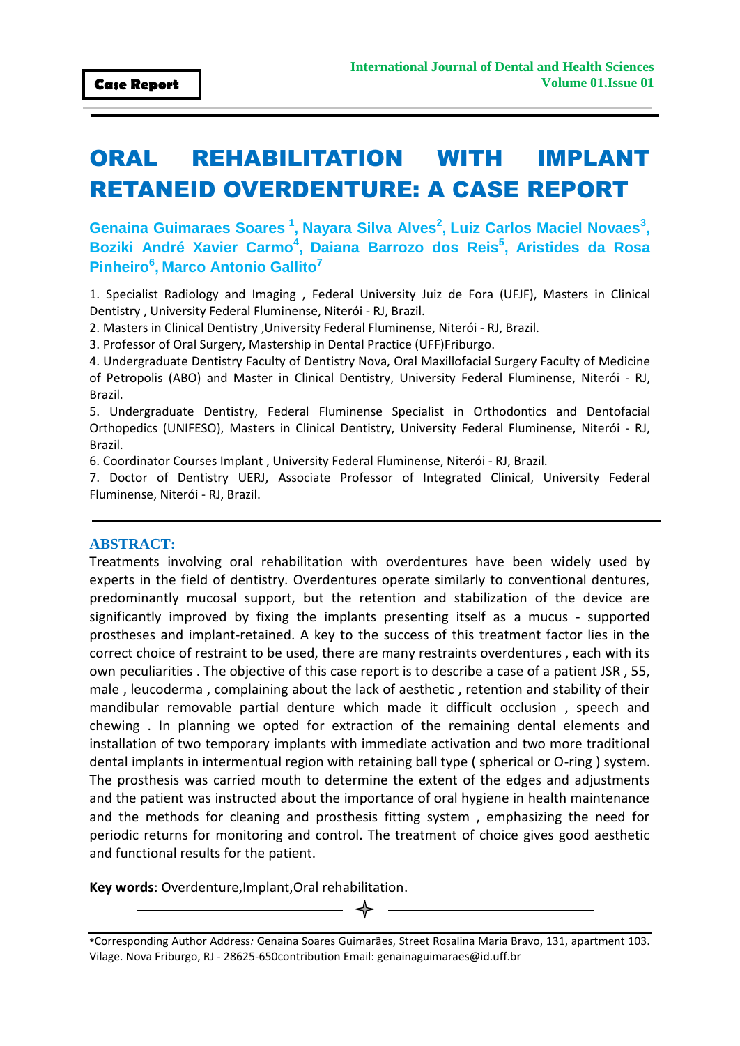Case Report

# ORAL REHABILITATION WITH IMPLANT RETANEID OVERDENTURE: A CASE REPORT

**Genaina Guimaraes Soares [1], Nayara Silva Alves[2], Luiz Carlos Maciel Novaes[3], Boziki André Xavier Carmo[4], Daiana Barrozo dos Reis[5], Aristides da Rosa Pinheiro[6], Marco Antonio Gallito[7]**

1. Specialist Radiology and Imaging , Federal University Juiz de Fora (UFJF), Masters in Clinical Dentistry , University Federal Fluminense, Niterói - RJ, Brazil.
2. Masters in Clinical Dentistry ,University Federal Fluminense, Niterói - RJ, Brazil.
3. Professor of Oral Surgery, Mastership in Dental Practice (UFF)Friburgo.
4. Undergraduate Dentistry Faculty of Dentistry Nova, Oral Maxillofacial Surgery Faculty of Medicine of Petropolis (ABO) and Master in Clinical Dentistry, University Federal Fluminense, Niterói - RJ, Brazil.
5. Undergraduate Dentistry, Federal Fluminense Specialist in Orthodontics and Dentofacial Orthopedics (UNIFESO), Masters in Clinical Dentistry, University Federal Fluminense, Niterói - RJ, Brazil.
6. Coordinator Courses Implant , University Federal Fluminense, Niterói - RJ, Brazil.
7. Doctor of Dentistry UERJ, Associate Professor of Integrated Clinical, University Federal Fluminense, Niterói - RJ, Brazil.

## ABSTRACT:

Treatments involving oral rehabilitation with overdentures have been widely used by experts in the field of dentistry. Overdentures operate similarly to conventional dentures, predominantly mucosal support, but the retention and stabilization of the device are significantly improved by fixing the implants presenting itself as a mucus - supported prostheses and implant-retained. A key to the success of this treatment factor lies in the correct choice of restraint to be used, there are many restraints overdentures , each with its own peculiarities . The objective of this case report is to describe a case of a patient JSR , 55, male , leucoderma , complaining about the lack of aesthetic , retention and stability of their mandibular removable partial denture which made it difficult occlusion , speech and chewing . In planning we opted for extraction of the remaining dental elements and installation of two temporary implants with immediate activation and two more traditional dental implants in intermentual region with retaining ball type ( spherical or O-ring ) system. The prosthesis was carried mouth to determine the extent of the edges and adjustments and the patient was instructed about the importance of oral hygiene in health maintenance and the methods for cleaning and prosthesis fitting system , emphasizing the need for periodic returns for monitoring and control. The treatment of choice gives good aesthetic and functional results for the patient.

**Key words**: Overdenture,Implant,Oral rehabilitation.

*Corresponding Author Address: Genaina Soares Guimarães, Street Rosalina Maria Bravo, 131, apartment 103. Vilage. Nova Friburgo, RJ - 28625-650contribution Email: genainaguimaraes@id.uff.br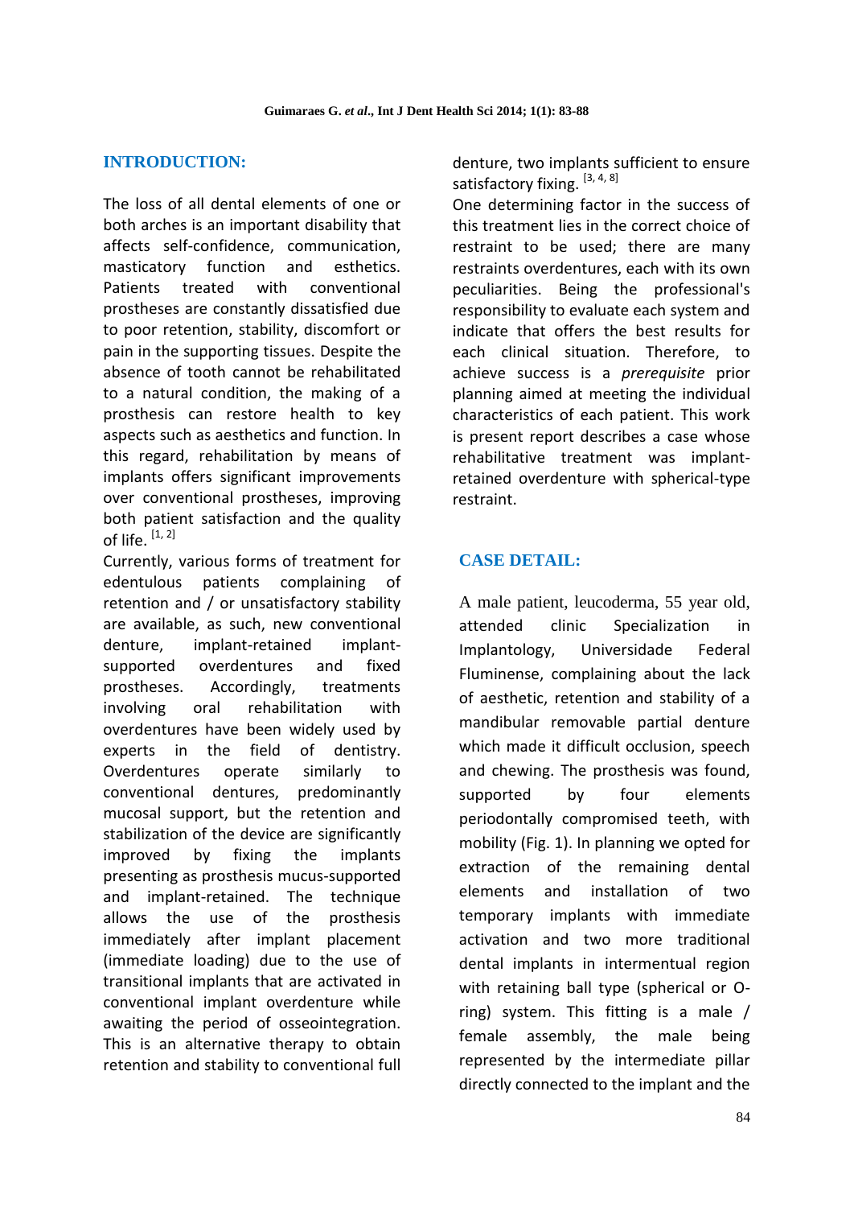## INTRODUCTION:

The loss of all dental elements of one or both arches is an important disability that affects self-confidence, communication, masticatory function and esthetics. Patients treated with conventional prostheses are constantly dissatisfied due to poor retention, stability, discomfort or pain in the supporting tissues. Despite the absence of tooth cannot be rehabilitated to a natural condition, the making of a prosthesis can restore health to key aspects such as aesthetics and function. In this regard, rehabilitation by means of implants offers significant improvements over conventional prostheses, improving both patient satisfaction and the quality of life. [1, 2]

Currently, various forms of treatment for edentulous patients complaining of retention and / or unsatisfactory stability are available, as such, new conventional denture, implant-retained implant-supported overdentures and fixed prostheses. Accordingly, treatments involving oral rehabilitation with overdentures have been widely used by experts in the field of dentistry. Overdentures operate similarly to conventional dentures, predominantly mucosal support, but the retention and stabilization of the device are significantly improved by fixing the implants presenting as prosthesis mucus-supported and implant-retained. The technique allows the use of the prosthesis immediately after implant placement (immediate loading) due to the use of transitional implants that are activated in conventional implant overdenture while awaiting the period of osseointegration. This is an alternative therapy to obtain retention and stability to conventional full denture, two implants sufficient to ensure satisfactory fixing. [3, 4, 8]

One determining factor in the success of this treatment lies in the correct choice of restraint to be used; there are many restraints overdentures, each with its own peculiarities. Being the professional's responsibility to evaluate each system and indicate that offers the best results for each clinical situation. Therefore, to achieve success is a *prerequisite* prior planning aimed at meeting the individual characteristics of each patient. This work is present report describes a case whose rehabilitative treatment was implant-retained overdenture with spherical-type restraint.

## CASE DETAIL:

A male patient, leucoderma, 55 year old, attended clinic Specialization in Implantology, Universidade Federal Fluminense, complaining about the lack of aesthetic, retention and stability of a mandibular removable partial denture which made it difficult occlusion, speech and chewing. The prosthesis was found, supported by four elements periodontally compromised teeth, with mobility (Fig. 1). In planning we opted for extraction of the remaining dental elements and installation of two temporary implants with immediate activation and two more traditional dental implants in intermentual region with retaining ball type (spherical or O-ring) system. This fitting is a male / female assembly, the male being represented by the intermediate pillar directly connected to the implant and the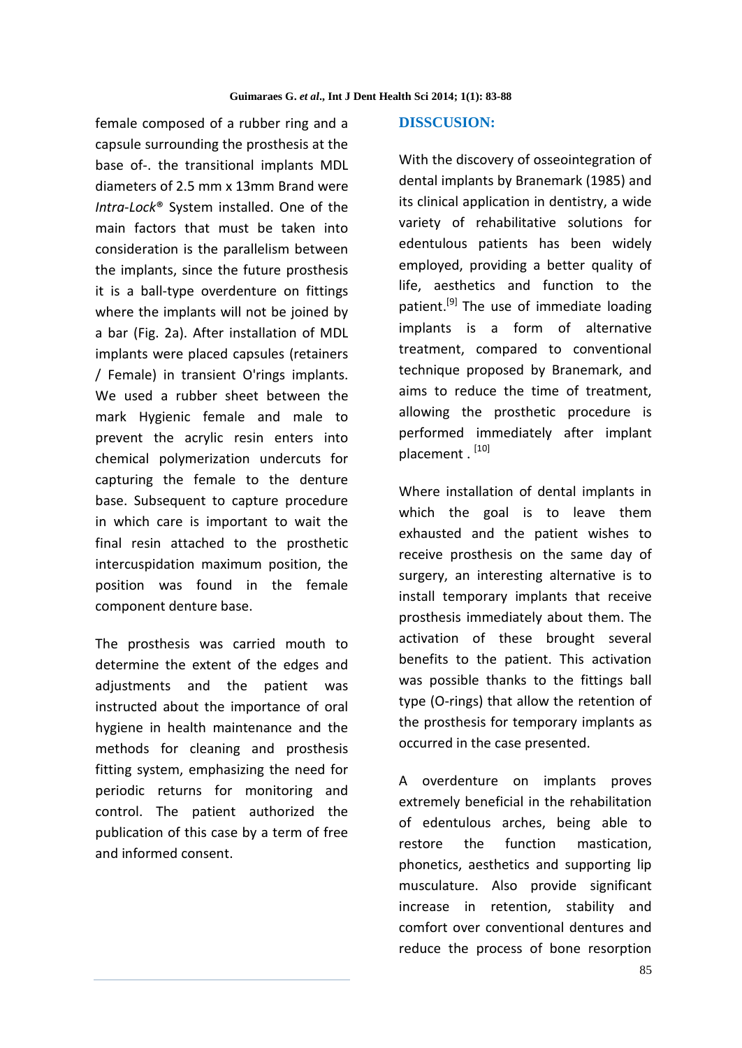female composed of a rubber ring and a capsule surrounding the prosthesis at the base of-. the transitional implants MDL diameters of 2.5 mm x 13mm Brand were *Intra-Lock*® System installed. One of the main factors that must be taken into consideration is the parallelism between the implants, since the future prosthesis it is a ball-type overdenture on fittings where the implants will not be joined by a bar (Fig. 2a). After installation of MDL implants were placed capsules (retainers / Female) in transient O'rings implants. We used a rubber sheet between the mark Hygienic female and male to prevent the acrylic resin enters into chemical polymerization undercuts for capturing the female to the denture base. Subsequent to capture procedure in which care is important to wait the final resin attached to the prosthetic intercuspidation maximum position, the position was found in the female component denture base.

The prosthesis was carried mouth to determine the extent of the edges and adjustments and the patient was instructed about the importance of oral hygiene in health maintenance and the methods for cleaning and prosthesis fitting system, emphasizing the need for periodic returns for monitoring and control. The patient authorized the publication of this case by a term of free and informed consent.

## DISSCUSION:

With the discovery of osseointegration of dental implants by Branemark (1985) and its clinical application in dentistry, a wide variety of rehabilitative solutions for edentulous patients has been widely employed, providing a better quality of life, aesthetics and function to the patient.[9] The use of immediate loading implants is a form of alternative treatment, compared to conventional technique proposed by Branemark, and aims to reduce the time of treatment, allowing the prosthetic procedure is performed immediately after implant placement . [10]

Where installation of dental implants in which the goal is to leave them exhausted and the patient wishes to receive prosthesis on the same day of surgery, an interesting alternative is to install temporary implants that receive prosthesis immediately about them. The activation of these brought several benefits to the patient. This activation was possible thanks to the fittings ball type (O-rings) that allow the retention of the prosthesis for temporary implants as occurred in the case presented.

A overdenture on implants proves extremely beneficial in the rehabilitation of edentulous arches, being able to restore the function mastication, phonetics, aesthetics and supporting lip musculature. Also provide significant increase in retention, stability and comfort over conventional dentures and reduce the process of bone resorption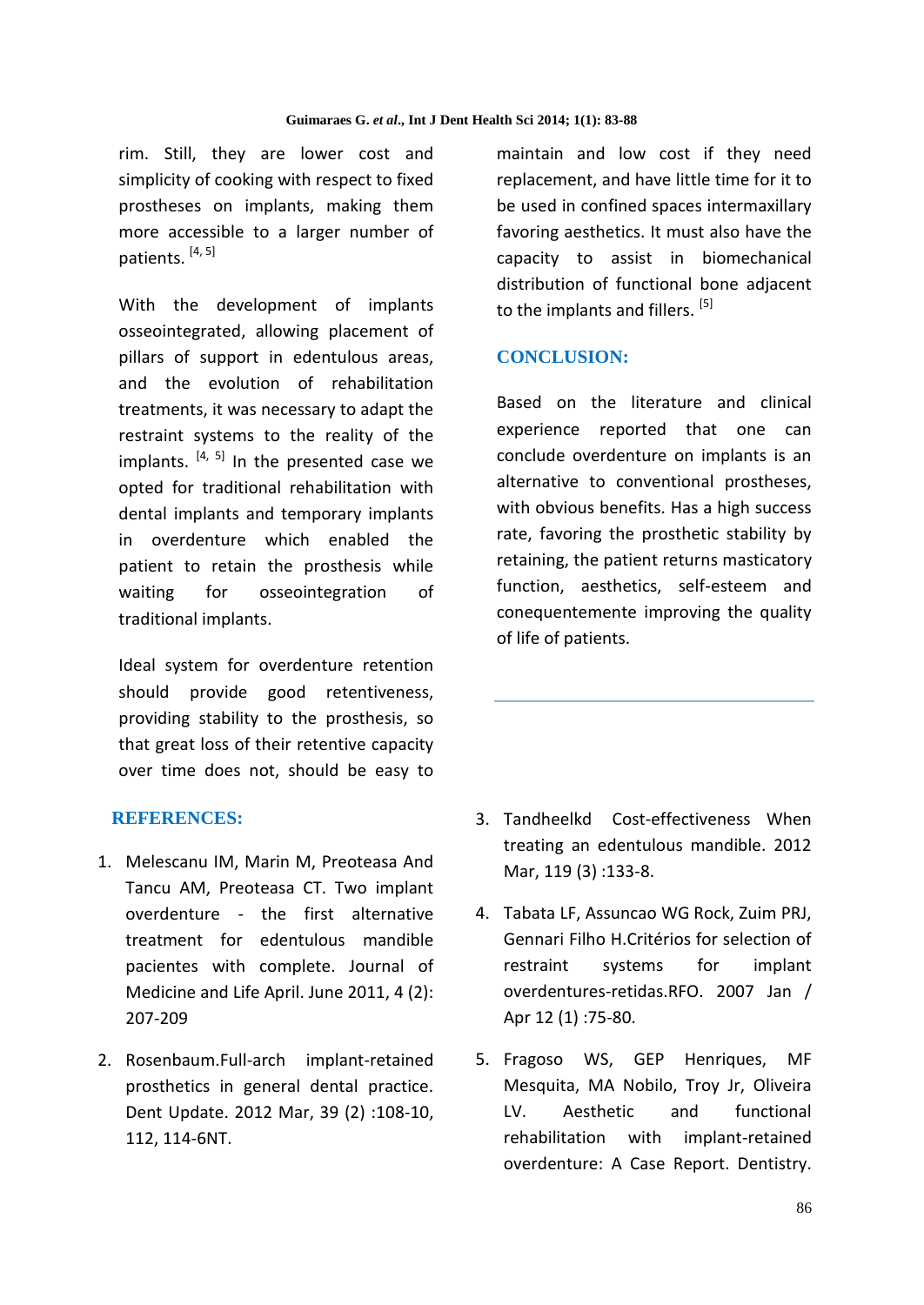rim. Still, they are lower cost and simplicity of cooking with respect to fixed prostheses on implants, making them more accessible to a larger number of patients. [4, 5]

With the development of implants osseointegrated, allowing placement of pillars of support in edentulous areas, and the evolution of rehabilitation treatments, it was necessary to adapt the restraint systems to the reality of the implants. [4, 5] In the presented case we opted for traditional rehabilitation with dental implants and temporary implants in overdenture which enabled the patient to retain the prosthesis while waiting for osseointegration of traditional implants.

Ideal system for overdenture retention should provide good retentiveness, providing stability to the prosthesis, so that great loss of their retentive capacity over time does not, should be easy to maintain and low cost if they need replacement, and have little time for it to be used in confined spaces intermaxillary favoring aesthetics. It must also have the capacity to assist in biomechanical distribution of functional bone adjacent to the implants and fillers. [5]

## CONCLUSION:

Based on the literature and clinical experience reported that one can conclude overdenture on implants is an alternative to conventional prostheses, with obvious benefits. Has a high success rate, favoring the prosthetic stability by retaining, the patient returns masticatory function, aesthetics, self-esteem and conequentemente improving the quality of life of patients.

## REFERENCES:

1. Melescanu IM, Marin M, Preoteasa And Tancu AM, Preoteasa CT. Two implant overdenture - the first alternative treatment for edentulous mandible pacientes with complete. Journal of Medicine and Life April. June 2011, 4 (2): 207-209
2. Rosenbaum.Full-arch implant-retained prosthetics in general dental practice. Dent Update. 2012 Mar, 39 (2) :108-10, 112, 114-6NT.
3. Tandheelkd Cost-effectiveness When treating an edentulous mandible. 2012 Mar, 119 (3) :133-8.
4. Tabata LF, Assuncao WG Rock, Zuim PRJ, Gennari Filho H.Critérios for selection of restraint systems for implant overdentures-retidas.RFO. 2007 Jan / Apr 12 (1) :75-80.
5. Fragoso WS, GEP Henriques, MF Mesquita, MA Nobilo, Troy Jr, Oliveira LV. Aesthetic and functional rehabilitation with implant-retained overdenture: A Case Report. Dentistry.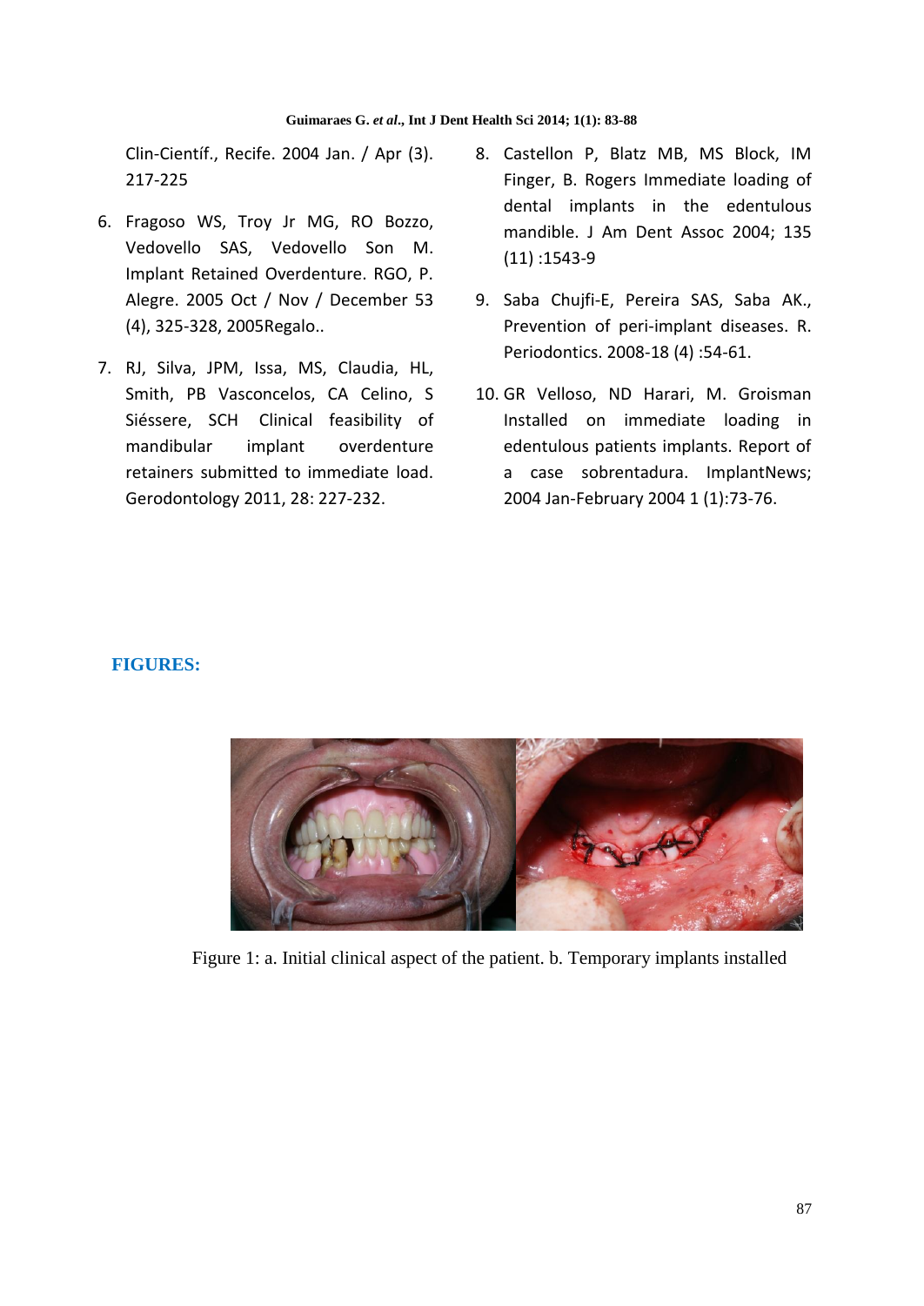Clin-Científ., Recife. 2004 Jan. / Apr (3). 217-225

6. Fragoso WS, Troy Jr MG, RO Bozzo, Vedovello SAS, Vedovello Son M. Implant Retained Overdenture. RGO, P. Alegre. 2005 Oct / Nov / December 53 (4), 325-328, 2005Regalo..

7. RJ, Silva, JPM, Issa, MS, Claudia, HL, Smith, PB Vasconcelos, CA Celino, S Siéssere, SCH Clinical feasibility of mandibular implant overdenture retainers submitted to immediate load. Gerodontology 2011, 28: 227-232.

8. Castellon P, Blatz MB, MS Block, IM Finger, B. Rogers Immediate loading of dental implants in the edentulous mandible. J Am Dent Assoc 2004; 135 (11) :1543-9

9. Saba Chujfi-E, Pereira SAS, Saba AK., Prevention of peri-implant diseases. R. Periodontics. 2008-18 (4) :54-61.

10. GR Velloso, ND Harari, M. Groisman Installed on immediate loading in edentulous patients implants. Report of a case sobrentadura. ImplantNews; 2004 Jan-February 2004 1 (1):73-76.

## FIGURES:

Figure 1: a. Initial clinical aspect of the patient. b. Temporary implants installed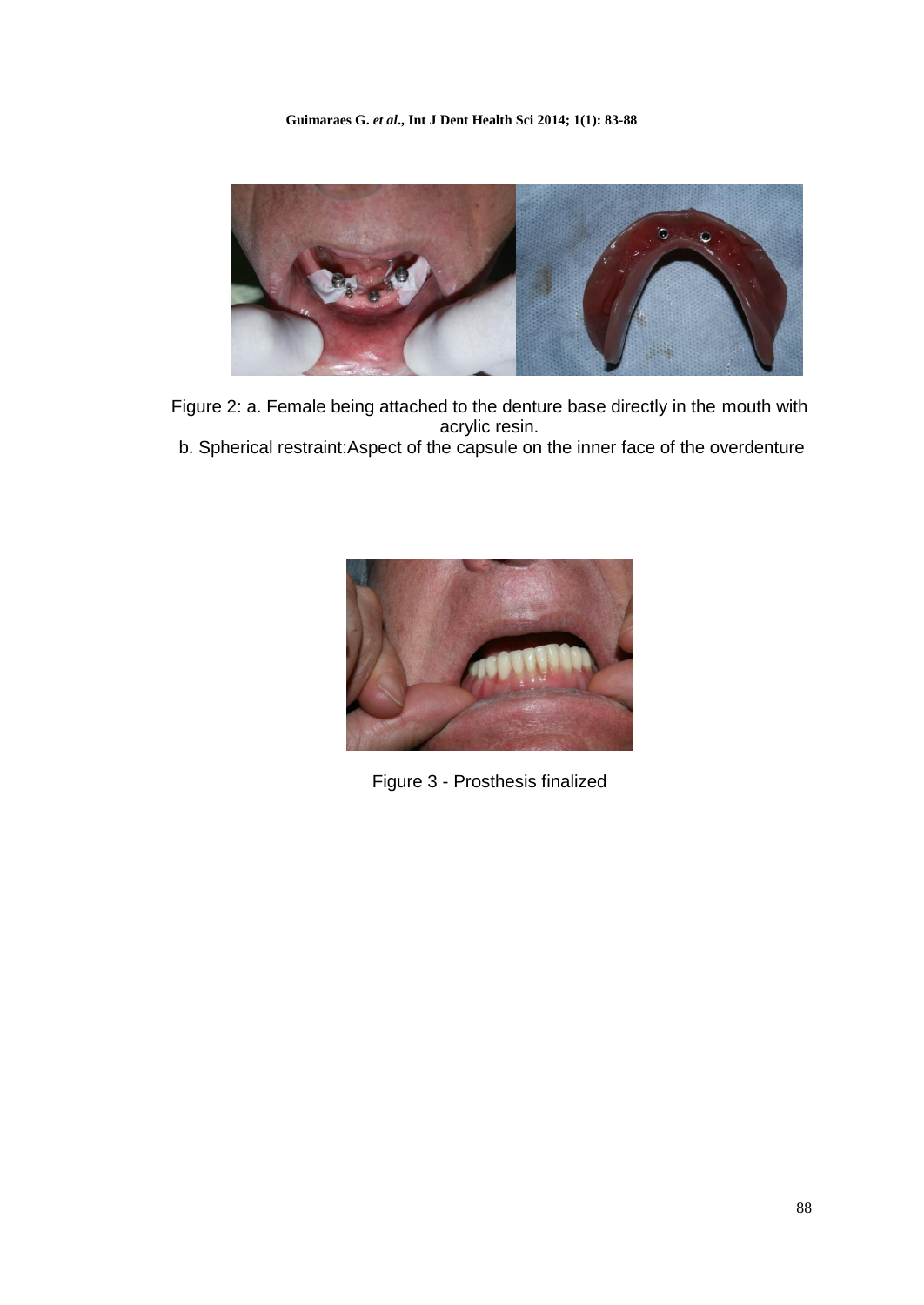Figure 2: a. Female being attached to the denture base directly in the mouth with acrylic resin.

b. Spherical restraint:Aspect of the capsule on the inner face of the overdenture

Figure 3 - Prosthesis finalized